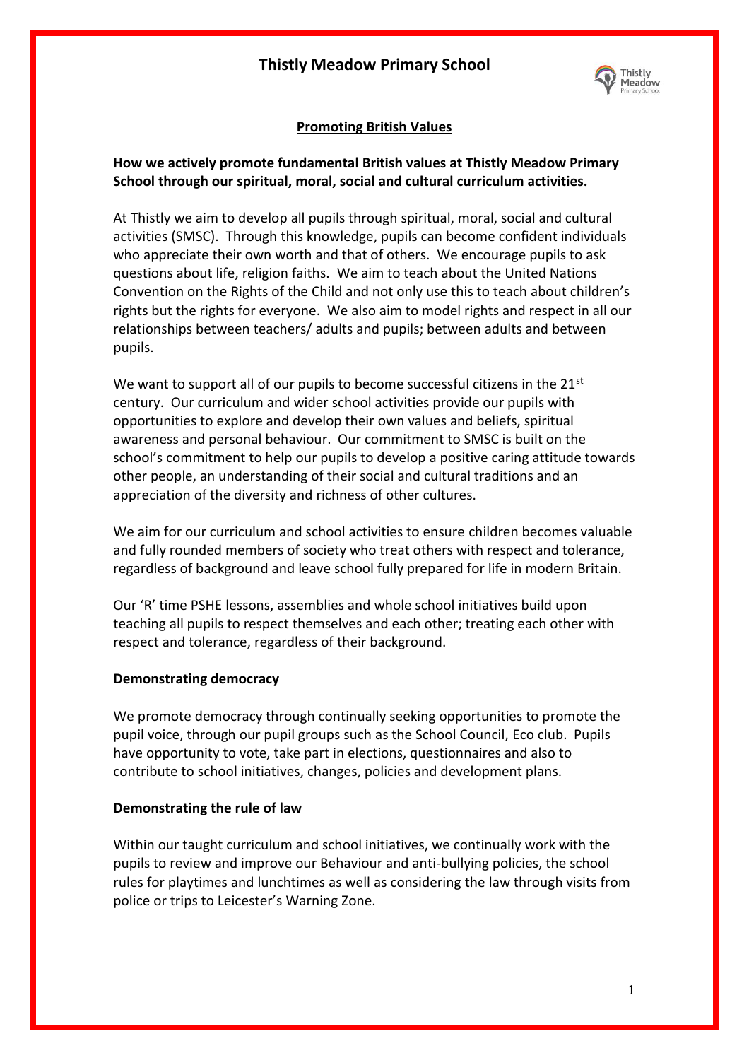# Thistly Meadow Primary School

## Promoting British Values

**How we actively promote fundamental British values at Thistly Meadow Primary School through our spiritual, moral, social and cultural curriculum activities.**

At Thistly we aim to develop all pupils through spiritual, moral, social and cultural activities (SMSC). Through this knowledge, pupils can become confident individuals who appreciate their own worth and that of others. We encourage pupils to ask questions about life, religion faiths. We aim to teach about the United Nations Convention on the Rights of the Child and not only use this to teach about children's rights but the rights for everyone. We also aim to model rights and respect in all our relationships between teachers/ adults and pupils; between adults and between pupils.

We want to support all of our pupils to become successful citizens in the 21st century. Our curriculum and wider school activities provide our pupils with opportunities to explore and develop their own values and beliefs, spiritual awareness and personal behaviour. Our commitment to SMSC is built on the school's commitment to help our pupils to develop a positive caring attitude towards other people, an understanding of their social and cultural traditions and an appreciation of the diversity and richness of other cultures.

We aim for our curriculum and school activities to ensure children becomes valuable and fully rounded members of society who treat others with respect and tolerance, regardless of background and leave school fully prepared for life in modern Britain.

Our 'R' time PSHE lessons, assemblies and whole school initiatives build upon teaching all pupils to respect themselves and each other; treating each other with respect and tolerance, regardless of their background.

**Demonstrating democracy**

We promote democracy through continually seeking opportunities to promote the pupil voice, through our pupil groups such as the School Council, Eco club. Pupils have opportunity to vote, take part in elections, questionnaires and also to contribute to school initiatives, changes, policies and development plans.

**Demonstrating the rule of law**

Within our taught curriculum and school initiatives, we continually work with the pupils to review and improve our Behaviour and anti-bullying policies, the school rules for playtimes and lunchtimes as well as considering the law through visits from police or trips to Leicester's Warning Zone.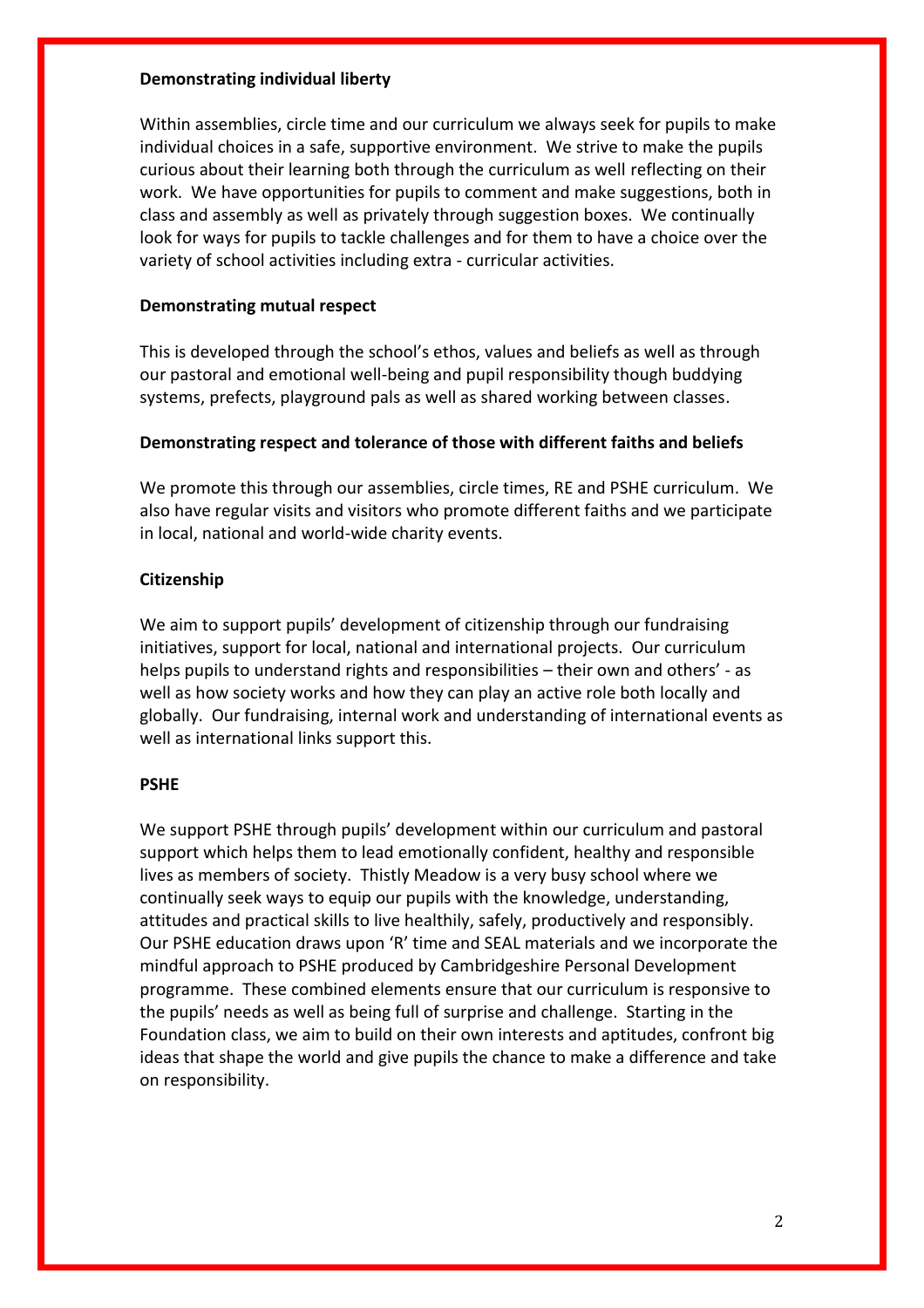**Demonstrating individual liberty**

Within assemblies, circle time and our curriculum we always seek for pupils to make individual choices in a safe, supportive environment. We strive to make the pupils curious about their learning both through the curriculum as well reflecting on their work. We have opportunities for pupils to comment and make suggestions, both in class and assembly as well as privately through suggestion boxes. We continually look for ways for pupils to tackle challenges and for them to have a choice over the variety of school activities including extra - curricular activities.

**Demonstrating mutual respect**

This is developed through the school's ethos, values and beliefs as well as through our pastoral and emotional well-being and pupil responsibility though buddying systems, prefects, playground pals as well as shared working between classes.

**Demonstrating respect and tolerance of those with different faiths and beliefs**

We promote this through our assemblies, circle times, RE and PSHE curriculum. We also have regular visits and visitors who promote different faiths and we participate in local, national and world-wide charity events.

**Citizenship**

We aim to support pupils' development of citizenship through our fundraising initiatives, support for local, national and international projects. Our curriculum helps pupils to understand rights and responsibilities – their own and others' - as well as how society works and how they can play an active role both locally and globally. Our fundraising, internal work and understanding of international events as well as international links support this.

**PSHE**

We support PSHE through pupils' development within our curriculum and pastoral support which helps them to lead emotionally confident, healthy and responsible lives as members of society. Thistly Meadow is a very busy school where we continually seek ways to equip our pupils with the knowledge, understanding, attitudes and practical skills to live healthily, safely, productively and responsibly. Our PSHE education draws upon 'R' time and SEAL materials and we incorporate the mindful approach to PSHE produced by Cambridgeshire Personal Development programme. These combined elements ensure that our curriculum is responsive to the pupils' needs as well as being full of surprise and challenge. Starting in the Foundation class, we aim to build on their own interests and aptitudes, confront big ideas that shape the world and give pupils the chance to make a difference and take on responsibility.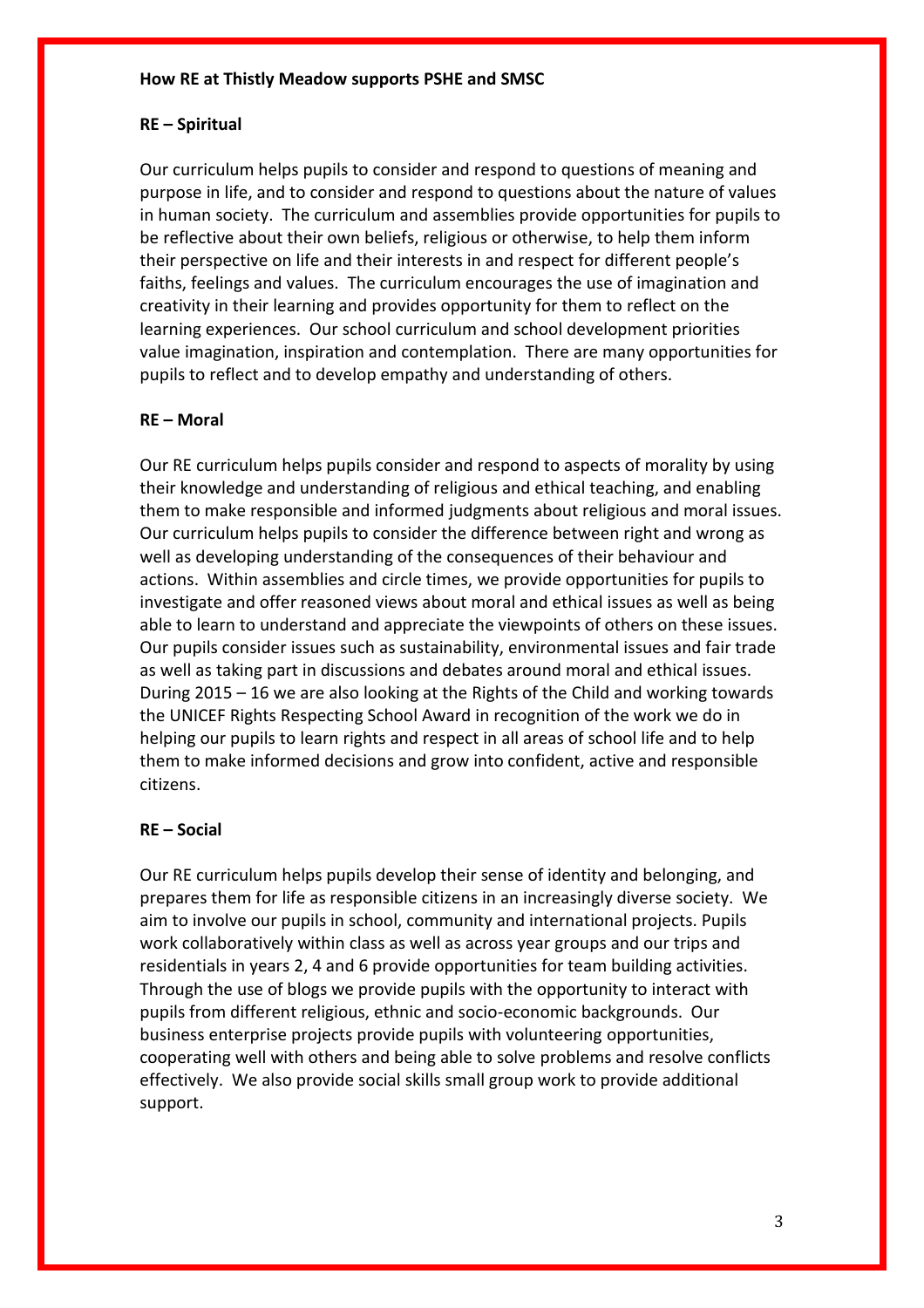**How RE at Thistly Meadow supports PSHE and SMSC**

**RE – Spiritual**

Our curriculum helps pupils to consider and respond to questions of meaning and purpose in life, and to consider and respond to questions about the nature of values in human society. The curriculum and assemblies provide opportunities for pupils to be reflective about their own beliefs, religious or otherwise, to help them inform their perspective on life and their interests in and respect for different people's faiths, feelings and values. The curriculum encourages the use of imagination and creativity in their learning and provides opportunity for them to reflect on the learning experiences. Our school curriculum and school development priorities value imagination, inspiration and contemplation. There are many opportunities for pupils to reflect and to develop empathy and understanding of others.

**RE – Moral**

Our RE curriculum helps pupils consider and respond to aspects of morality by using their knowledge and understanding of religious and ethical teaching, and enabling them to make responsible and informed judgments about religious and moral issues. Our curriculum helps pupils to consider the difference between right and wrong as well as developing understanding of the consequences of their behaviour and actions. Within assemblies and circle times, we provide opportunities for pupils to investigate and offer reasoned views about moral and ethical issues as well as being able to learn to understand and appreciate the viewpoints of others on these issues. Our pupils consider issues such as sustainability, environmental issues and fair trade as well as taking part in discussions and debates around moral and ethical issues. During 2015 – 16 we are also looking at the Rights of the Child and working towards the UNICEF Rights Respecting School Award in recognition of the work we do in helping our pupils to learn rights and respect in all areas of school life and to help them to make informed decisions and grow into confident, active and responsible citizens.

**RE – Social**

Our RE curriculum helps pupils develop their sense of identity and belonging, and prepares them for life as responsible citizens in an increasingly diverse society. We aim to involve our pupils in school, community and international projects. Pupils work collaboratively within class as well as across year groups and our trips and residentials in years 2, 4 and 6 provide opportunities for team building activities. Through the use of blogs we provide pupils with the opportunity to interact with pupils from different religious, ethnic and socio-economic backgrounds. Our business enterprise projects provide pupils with volunteering opportunities, cooperating well with others and being able to solve problems and resolve conflicts effectively. We also provide social skills small group work to provide additional support.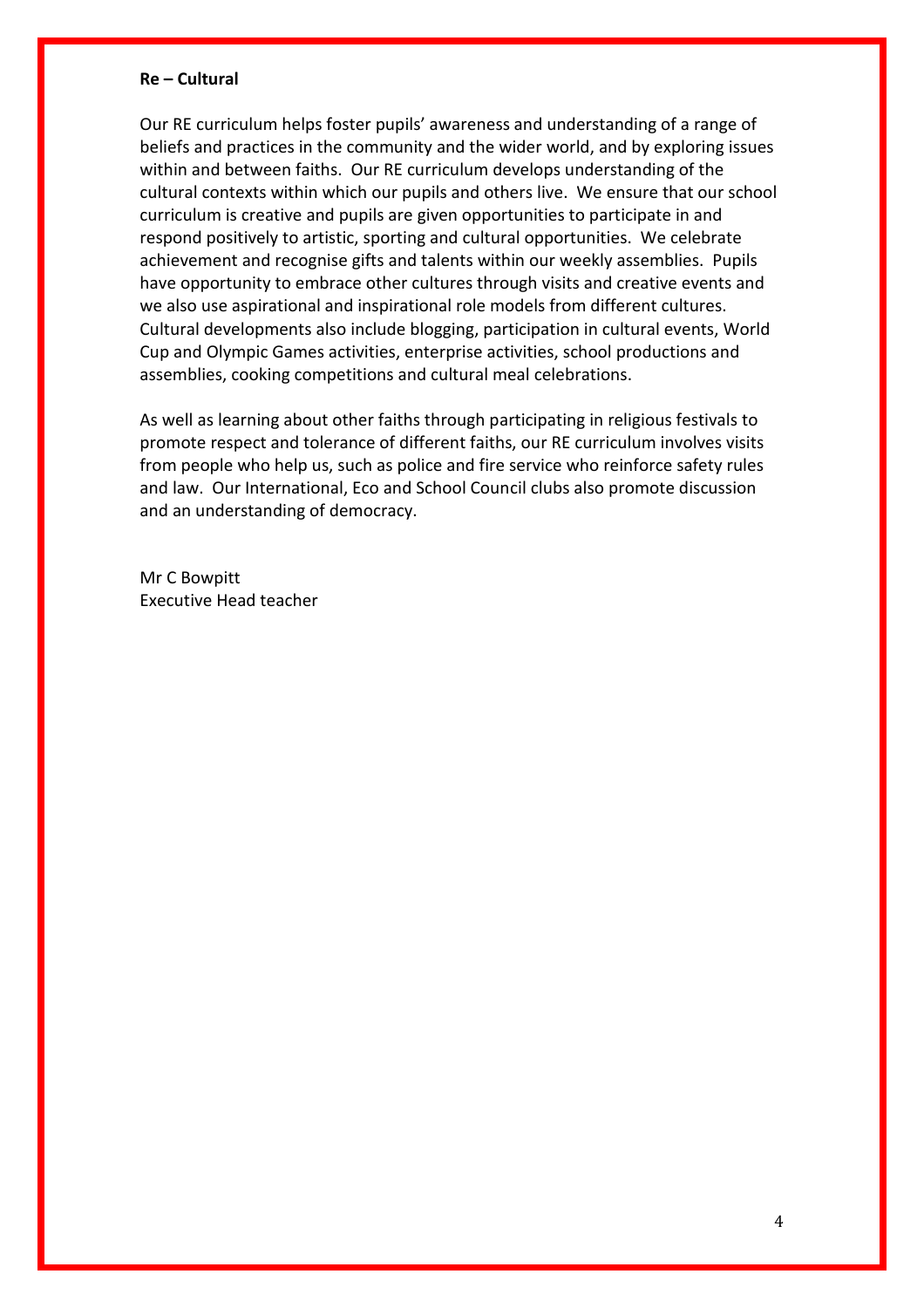**Re – Cultural**

Our RE curriculum helps foster pupils' awareness and understanding of a range of beliefs and practices in the community and the wider world, and by exploring issues within and between faiths. Our RE curriculum develops understanding of the cultural contexts within which our pupils and others live. We ensure that our school curriculum is creative and pupils are given opportunities to participate in and respond positively to artistic, sporting and cultural opportunities. We celebrate achievement and recognise gifts and talents within our weekly assemblies. Pupils have opportunity to embrace other cultures through visits and creative events and we also use aspirational and inspirational role models from different cultures. Cultural developments also include blogging, participation in cultural events, World Cup and Olympic Games activities, enterprise activities, school productions and assemblies, cooking competitions and cultural meal celebrations.

As well as learning about other faiths through participating in religious festivals to promote respect and tolerance of different faiths, our RE curriculum involves visits from people who help us, such as police and fire service who reinforce safety rules and law. Our International, Eco and School Council clubs also promote discussion and an understanding of democracy.

Mr C Bowpitt
Executive Head teacher